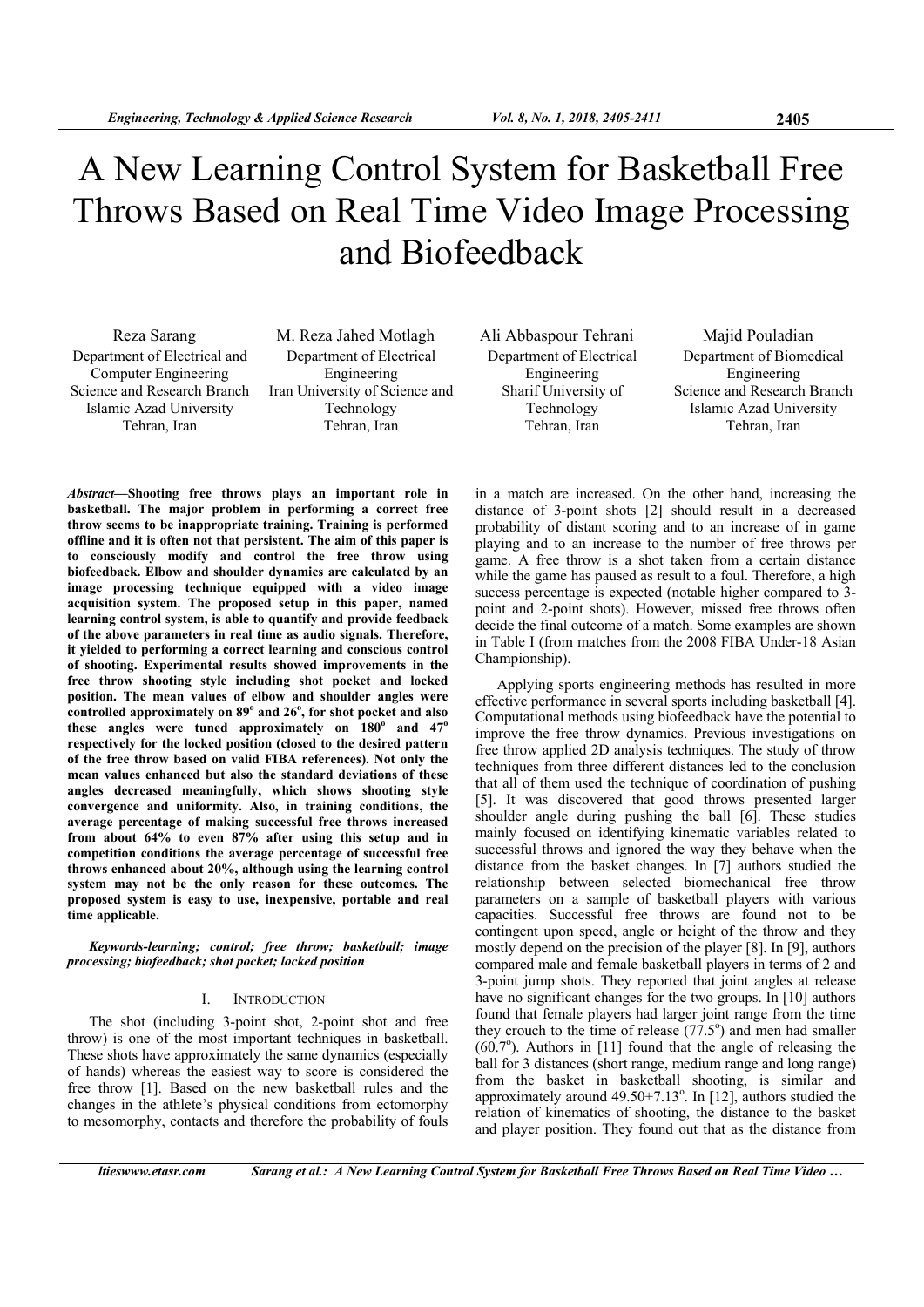# A New Learning Control System for Basketball Free Throws Based on Real Time Video Image Processing and Biofeedback

Reza Sarang
Department of Electrical and Computer Engineering
Science and Research Branch
Islamic Azad University
Tehran, Iran

M. Reza Jahed Motlagh
Department of Electrical Engineering
Iran University of Science and Technology
Tehran, Iran

Ali Abbaspour Tehrani
Department of Electrical Engineering
Sharif University of Technology
Tehran, Iran

Majid Pouladian
Department of Biomedical Engineering
Science and Research Branch
Islamic Azad University
Tehran, Iran

***Abstract*—Shooting free throws plays an important role in basketball. The major problem in performing a correct free throw seems to be inappropriate training. Training is performed offline and it is often not that persistent. The aim of this paper is to consciously modify and control the free throw using biofeedback. Elbow and shoulder dynamics are calculated by an image processing technique equipped with a video image acquisition system. The proposed setup in this paper, named learning control system, is able to quantify and provide feedback of the above parameters in real time as audio signals. Therefore, it yielded to performing a correct learning and conscious control of shooting. Experimental results showed improvements in the free throw shooting style including shot pocket and locked position. The mean values of elbow and shoulder angles were controlled approximately on 89° and 26°, for shot pocket and also these angles were tuned approximately on 180° and 47° respectively for the locked position (closed to the desired pattern of the free throw based on valid FIBA references). Not only the mean values enhanced but also the standard deviations of these angles decreased meaningfully, which shows shooting style convergence and uniformity. Also, in training conditions, the average percentage of making successful free throws increased from about 64% to even 87% after using this setup and in competition conditions the average percentage of successful free throws enhanced about 20%, although using the learning control system may not be the only reason for these outcomes. The proposed system is easy to use, inexpensive, portable and real time applicable.**

***Keywords-learning; control; free throw; basketball; image processing; biofeedback; shot pocket; locked position***

## I. Introduction

The shot (including 3-point shot, 2-point shot and free throw) is one of the most important techniques in basketball. These shots have approximately the same dynamics (especially of hands) whereas the easiest way to score is considered the free throw [1]. Based on the new basketball rules and the changes in the athlete's physical conditions from ectomorphy to mesomorphy, contacts and therefore the probability of fouls in a match are increased. On the other hand, increasing the distance of 3-point shots [2] should result in a decreased probability of distant scoring and to an increase of in game playing and to an increase to the number of free throws per game. A free throw is a shot taken from a certain distance while the game has paused as result to a foul. Therefore, a high success percentage is expected (notable higher compared to 3-point and 2-point shots). However, missed free throws often decide the final outcome of a match. Some examples are shown in Table I (from matches from the 2008 FIBA Under-18 Asian Championship).

Applying sports engineering methods has resulted in more effective performance in several sports including basketball [4]. Computational methods using biofeedback have the potential to improve the free throw dynamics. Previous investigations on free throw applied 2D analysis techniques. The study of throw techniques from three different distances led to the conclusion that all of them used the technique of coordination of pushing [5]. It was discovered that good throws presented larger shoulder angle during pushing the ball [6]. These studies mainly focused on identifying kinematic variables related to successful throws and ignored the way they behave when the distance from the basket changes. In [7] authors studied the relationship between selected biomechanical free throw parameters on a sample of basketball players with various capacities. Successful free throws are found not to be contingent upon speed, angle or height of the throw and they mostly depend on the precision of the player [8]. In [9], authors compared male and female basketball players in terms of 2 and 3-point jump shots. They reported that joint angles at release have no significant changes for the two groups. In [10] authors found that female players had larger joint range from the time they crouch to the time of release (77.5°) and men had smaller (60.7°). Authors in [11] found that the angle of releasing the ball for 3 distances (short range, medium range and long range) from the basket in basketball shooting, is similar and approximately around 49.50±7.13°. In [12], authors studied the relation of kinematics of shooting, the distance to the basket and player position. They found out that as the distance from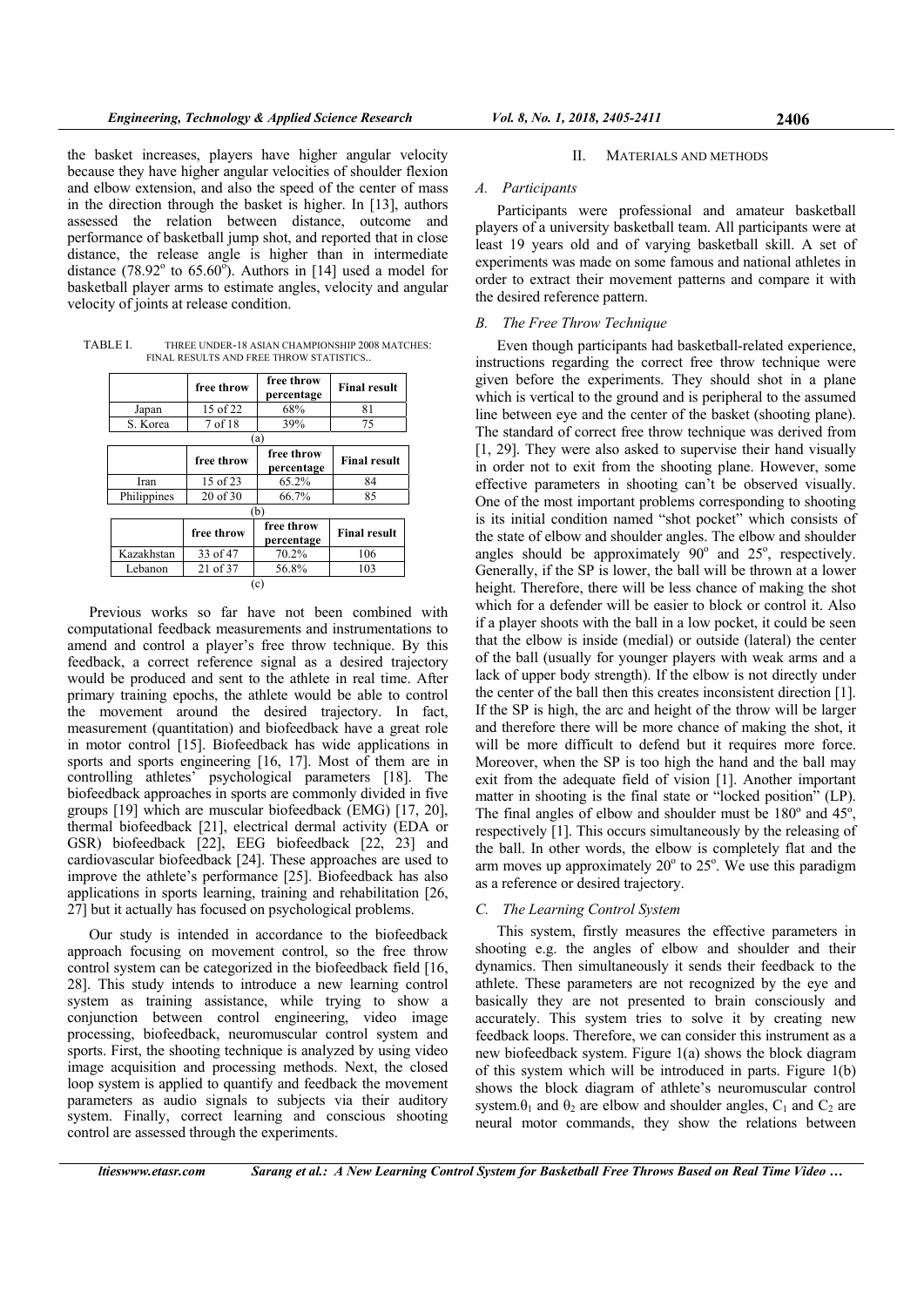the basket increases, players have higher angular velocity because they have higher angular velocities of shoulder flexion and elbow extension, and also the speed of the center of mass in the direction through the basket is higher. In [13], authors assessed the relation between distance, outcome and performance of basketball jump shot, and reported that in close distance, the release angle is higher than in intermediate distance ($78.92^o$ to $65.60^o$). Authors in [14] used a model for basketball player arms to estimate angles, velocity and angular velocity of joints at release condition.

TABLE I. THREE UNDER-18 ASIAN CHAMPIONSHIP 2008 MATCHES: FINAL RESULTS AND FREE THROW STATISTICS..

| | free throw | free throw percentage | Final result |
|---|---|---|---|
| Japan | 15 of 22 | 68% | 81 |
| S. Korea | 7 of 18 | 39% | 75 |

(a)

| | free throw | free throw percentage | Final result |
|---|---|---|---|
| Iran | 15 of 23 | 65.2% | 84 |
| Philippines | 20 of 30 | 66.7% | 85 |

(b)

| | free throw | free throw percentage | Final result |
|---|---|---|---|
| Kazakhstan | 33 of 47 | 70.2% | 106 |
| Lebanon | 21 of 37 | 56.8% | 103 |

(c)

Previous works so far have not been combined with computational feedback measurements and instrumentations to amend and control a player's free throw technique. By this feedback, a correct reference signal as a desired trajectory would be produced and sent to the athlete in real time. After primary training epochs, the athlete would be able to control the movement around the desired trajectory. In fact, measurement (quantitation) and biofeedback have a great role in motor control [15]. Biofeedback has wide applications in sports and sports engineering [16, 17]. Most of them are in controlling athletes' psychological parameters [18]. The biofeedback approaches in sports are commonly divided in five groups [19] which are muscular biofeedback (EMG) [17, 20], thermal biofeedback [21], electrical dermal activity (EDA or GSR) biofeedback [22], EEG biofeedback [22, 23] and cardiovascular biofeedback [24]. These approaches are used to improve the athlete's performance [25]. Biofeedback has also applications in sports learning, training and rehabilitation [26, 27] but it actually has focused on psychological problems.

Our study is intended in accordance to the biofeedback approach focusing on movement control, so the free throw control system can be categorized in the biofeedback field [16, 28]. This study intends to introduce a new learning control system as training assistance, while trying to show a conjunction between control engineering, video image processing, biofeedback, neuromuscular control system and sports. First, the shooting technique is analyzed by using video image acquisition and processing methods. Next, the closed loop system is applied to quantify and feedback the movement parameters as audio signals to subjects via their auditory system. Finally, correct learning and conscious shooting control are assessed through the experiments.

## II. MATERIALS AND METHODS

### A. Participants

Participants were professional and amateur basketball players of a university basketball team. All participants were at least 19 years old and of varying basketball skill. A set of experiments was made on some famous and national athletes in order to extract their movement patterns and compare it with the desired reference pattern.

### B. The Free Throw Technique

Even though participants had basketball-related experience, instructions regarding the correct free throw technique were given before the experiments. They should shot in a plane which is vertical to the ground and is peripheral to the assumed line between eye and the center of the basket (shooting plane). The standard of correct free throw technique was derived from [1, 29]. They were also asked to supervise their hand visually in order not to exit from the shooting plane. However, some effective parameters in shooting can't be observed visually. One of the most important problems corresponding to shooting is its initial condition named "shot pocket" which consists of the state of elbow and shoulder angles. The elbow and shoulder angles should be approximately $90^o$ and $25^o$, respectively. Generally, if the SP is lower, the ball will be thrown at a lower height. Therefore, there will be less chance of making the shot which for a defender will be easier to block or control it. Also if a player shoots with the ball in a low pocket, it could be seen that the elbow is inside (medial) or outside (lateral) the center of the ball (usually for younger players with weak arms and a lack of upper body strength). If the elbow is not directly under the center of the ball then this creates inconsistent direction [1]. If the SP is high, the arc and height of the throw will be larger and therefore there will be more chance of making the shot, it will be more difficult to defend but it requires more force. Moreover, when the SP is too high the hand and the ball may exit from the adequate field of vision [1]. Another important matter in shooting is the final state or "locked position" (LP). The final angles of elbow and shoulder must be $180^o$ and $45^o$, respectively [1]. This occurs simultaneously by the releasing of the ball. In other words, the elbow is completely flat and the arm moves up approximately $20^o$ to $25^o$. We use this paradigm as a reference or desired trajectory.

### C. The Learning Control System

This system, firstly measures the effective parameters in shooting e.g. the angles of elbow and shoulder and their dynamics. Then simultaneously it sends their feedback to the athlete. These parameters are not recognized by the eye and basically they are not presented to brain consciously and accurately. This system tries to solve it by creating new feedback loops. Therefore, we can consider this instrument as a new biofeedback system. Figure 1(a) shows the block diagram of this system which will be introduced in parts. Figure 1(b) shows the block diagram of athlete's neuromuscular control system.$\theta_1$ and $\theta_2$ are elbow and shoulder angles, $C_1$ and $C_2$ are neural motor commands, they show the relations between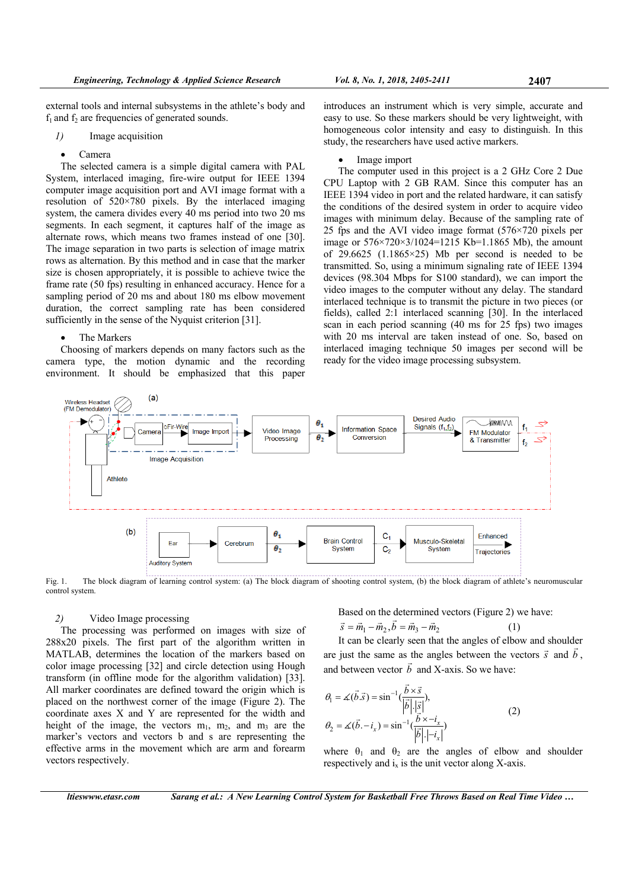external tools and internal subsystems in the athlete's body and $f_1$ and $f_2$ are frequencies of generated sounds.

*1)* Image acquisition

- Camera

The selected camera is a simple digital camera with PAL System, interlaced imaging, fire-wire output for IEEE 1394 computer image acquisition port and AVI image format with a resolution of 520×780 pixels. By the interlaced imaging system, the camera divides every 40 ms period into two 20 ms segments. In each segment, it captures half of the image as alternate rows, which means two frames instead of one [30]. The image separation in two parts is selection of image matrix rows as alternation. By this method and in case that the marker size is chosen appropriately, it is possible to achieve twice the frame rate (50 fps) resulting in enhanced accuracy. Hence for a sampling period of 20 ms and about 180 ms elbow movement duration, the correct sampling rate has been considered sufficiently in the sense of the Nyquist criterion [31].

- The Markers

Choosing of markers depends on many factors such as the camera type, the motion dynamic and the recording environment. It should be emphasized that this paper introduces an instrument which is very simple, accurate and easy to use. So these markers should be very lightweight, with homogeneous color intensity and easy to distinguish. In this study, the researchers have used active markers.

- Image import

The computer used in this project is a 2 GHz Core 2 Due CPU Laptop with 2 GB RAM. Since this computer has an IEEE 1394 video in port and the related hardware, it can satisfy the conditions of the desired system in order to acquire video images with minimum delay. Because of the sampling rate of 25 fps and the AVI video image format (576×720 pixels per image or 576×720×3/1024=1215 Kb=1.1865 Mb), the amount of 29.6625 (1.1865×25) Mb per second is needed to be transmitted. So, using a minimum signaling rate of IEEE 1394 devices (98.304 Mbps for S100 standard), we can import the video images to the computer without any delay. The standard interlaced technique is to transmit the picture in two pieces (or fields), called 2:1 interlaced scanning [30]. In the interlaced scan in each period scanning (40 ms for 25 fps) two images with 20 ms interval are taken instead of one. So, based on interlaced imaging technique 50 images per second will be ready for the video image processing subsystem.

Fig. 1. The block diagram of learning control system: (a) The block diagram of shooting control system, (b) the block diagram of athlete's neuromuscular control system.

*2)* Video Image processing

The processing was performed on images with size of 288x20 pixels. The first part of the algorithm written in MATLAB, determines the location of the markers based on color image processing [32] and circle detection using Hough transform (in offline mode for the algorithm validation) [33]. All marker coordinates are defined toward the origin which is placed on the northwest corner of the image (Figure 2). The coordinate axes X and Y are represented for the width and height of the image, the vectors $m_1$, $m_2$, and $m_3$ are the marker's vectors and vectors b and s are representing the effective arms in the movement which are arm and forearm vectors respectively.

Based on the determined vectors (Figure 2) we have:

$$\vec{s} = \vec{m}_1 - \vec{m}_2, \vec{b} = \vec{m}_3 - \vec{m}_2 \quad (1)$$

It can be clearly seen that the angles of elbow and shoulder are just the same as the angles between the vectors $\vec{s}$ and $\vec{b}$, and between vector $\vec{b}$ and X-axis. So we have:

$$\theta_1 = \measuredangle(\vec{b}.\vec{s}) = \sin^{-1}\left(\frac{\vec{b} \times \vec{s}}{|\vec{b}|.|\vec{s}|}\right),$$
$$\theta_2 = \measuredangle(\vec{b}.-i_x) = \sin^{-1}\left(\frac{\vec{b} \times -i_x}{|\vec{b}|.|-i_x|}\right) \quad (2)$$

where $\theta_1$ and $\theta_2$ are the angles of elbow and shoulder respectively and $i_x$ is the unit vector along X-axis.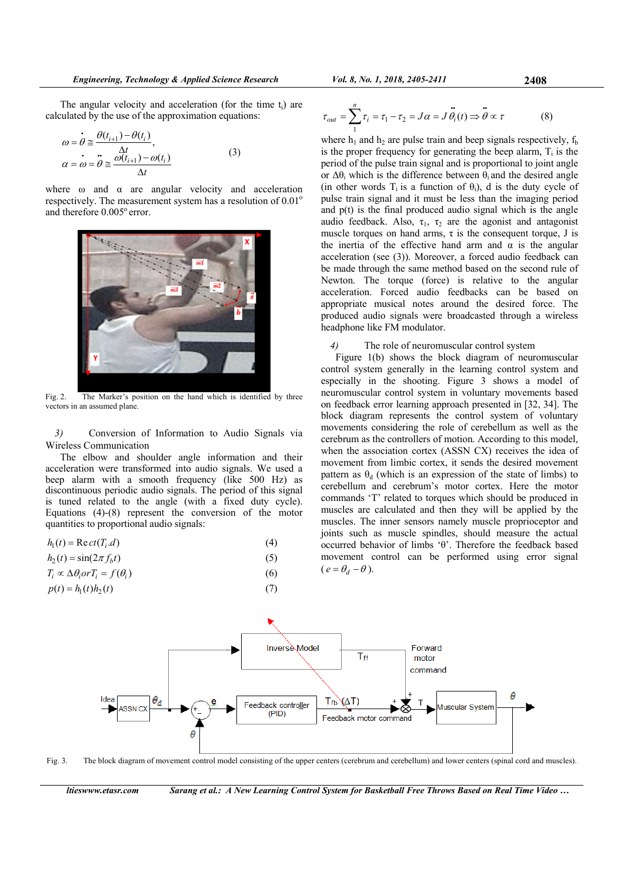The angular velocity and acceleration (for the time $t_i$) are calculated by the use of the approximation equations:

$$\omega = \dot{\theta} \cong \frac{\theta(t_{i+1}) - \theta(t_i)}{\Delta t}, \quad \alpha = \dot{\omega} = \ddot{\theta} \cong \frac{\omega(t_{i+1}) - \omega(t_i)}{\Delta t} \tag{3}$$

where ω and α are angular velocity and acceleration respectively. The measurement system has a resolution of 0.01° and therefore 0.005° error.

Fig. 2. The Marker's position on the hand which is identified by three vectors in an assumed plane.

*3) Conversion of Information to Audio Signals via Wireless Communication*

The elbow and shoulder angle information and their acceleration were transformed into audio signals. We used a beep alarm with a smooth frequency (like 500 Hz) as discontinuous periodic audio signals. The period of this signal is tuned related to the angle (with a fixed duty cycle). Equations (4)-(8) represent the conversion of the motor quantities to proportional audio signals:

$$h_1(t) = \mathrm{Rect}(T_i.d) \tag{4}$$

$$h_2(t) = \sin(2\pi f_b t) \tag{5}$$

$$T_i \propto \Delta\theta_i \, or \, T_i = f(\theta_i) \tag{6}$$

$$p(t) = h_1(t) h_2(t) \tag{7}$$

$$\tau_{out} = \sum_{1}^{n} \tau_i = \tau_1 - \tau_2 = J\alpha = J\,\ddot{\theta}_i(t) \Rightarrow \ddot{\theta} \propto \tau \tag{8}$$

where $h_1$ and $h_2$ are pulse train and beep signals respectively, $f_b$ is the proper frequency for generating the beep alarm, $T_i$ is the period of the pulse train signal and is proportional to joint angle or $\Delta\theta_i$ which is the difference between $\theta_i$ and the desired angle (in other words $T_i$ is a function of $\theta_i$), d is the duty cycle of pulse train signal and it must be less than the imaging period and p(t) is the final produced audio signal which is the angle audio feedback. Also, $\tau_1$, $\tau_2$ are the agonist and antagonist muscle torques on hand and arms, τ is the consequent torque, J is the inertia of the effective hand arm and α is the angular acceleration (see (3)). Moreover, a forced audio feedback can be made through the same method based on the second rule of Newton. The torque (force) is relative to the angular acceleration. Forced audio feedbacks can be based on appropriate musical notes around the desired force. The produced audio signals were broadcasted through a wireless headphone like FM modulator.

*4) The role of neuromuscular control system*

Figure 1(b) shows the block diagram of neuromuscular control system generally in the learning control system and especially in the shooting. Figure 3 shows a model of neuromuscular control system in voluntary movements based on feedback error learning approach presented in [32, 34]. The block diagram represents the control system of voluntary movements considering the role of cerebellum as well as the cerebrum as the controllers of motion. According to this model, when the association cortex (ASSN CX) receives the idea of movement from limbic cortex, it sends the desired movement pattern as $\theta_d$ (which is an expression of the state of limbs) to cerebellum and cerebrum's motor cortex. Here the motor commands 'T' related to torques which should be produced in muscles are calculated and then they will be applied by the muscles. The inner sensors namely muscle proprioceptor and joints such as muscle spindles, should measure the actual occurred behavior of limbs 'θ'. Therefore the feedback based movement control can be performed using error signal ($e = \theta_d - \theta$).

Fig. 3. The block diagram of movement control model consisting of the upper centers (cerebrum and cerebellum) and lower centers (spinal cord and muscles).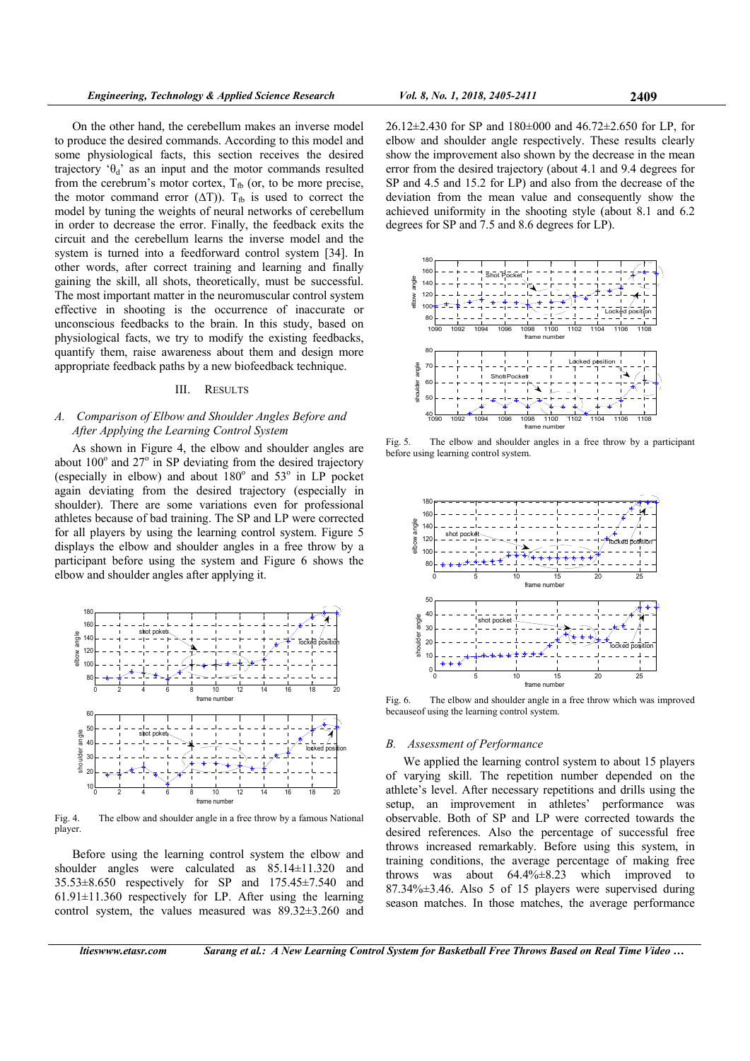On the other hand, the cerebellum makes an inverse model to produce the desired commands. According to this model and some physiological facts, this section receives the desired trajectory '$\theta_d$' as an input and the motor commands resulted from the cerebrum's motor cortex, $T_{fb}$ (or, to be more precise, the motor command error ($\Delta T$)). $T_{fb}$ is used to correct the model by tuning the weights of neural networks of cerebellum in order to decrease the error. Finally, the feedback exits the circuit and the cerebellum learns the inverse model and the system is turned into a feedforward control system [34]. In other words, after correct training and learning and finally gaining the skill, all shots, theoretically, must be successful. The most important matter in the neuromuscular control system effective in shooting is the occurrence of inaccurate or unconscious feedbacks to the brain. In this study, based on physiological facts, we try to modify the existing feedbacks, quantify them, raise awareness about them and design more appropriate feedback paths by a new biofeedback technique.

## III. RESULTS

### A. *Comparison of Elbow and Shoulder Angles Before and After Applying the Learning Control System*

As shown in Figure 4, the elbow and shoulder angles are about 100° and 27° in SP deviating from the desired trajectory (especially in elbow) and about 180° and 53° in LP pocket again deviating from the desired trajectory (especially in shoulder). There are some variations even for professional athletes because of bad training. The SP and LP were corrected for all players by using the learning control system. Figure 5 displays the elbow and shoulder angles in a free throw by a participant before using the system and Figure 6 shows the elbow and shoulder angles after applying it.

Fig. 4. The elbow and shoulder angle in a free throw by a famous National player.

Before using the learning control system the elbow and shoulder angles were calculated as 85.14±11.320 and 35.53±8.650 respectively for SP and 175.45±7.540 and 61.91±11.360 respectively for LP. After using the learning control system, the values measured was 89.32±3.260 and 26.12±2.430 for SP and 180±000 and 46.72±2.650 for LP, for elbow and shoulder angle respectively. These results clearly show the improvement also shown by the decrease in the mean error from the desired trajectory (about 4.1 and 9.4 degrees for SP and 4.5 and 15.2 for LP) and also from the decrease of the deviation from the mean value and consequently show the achieved uniformity in the shooting style (about 8.1 and 6.2 degrees for SP and 7.5 and 8.6 degrees for LP).

Fig. 5. The elbow and shoulder angles in a free throw by a participant before using learning control system.

Fig. 6. The elbow and shoulder angle in a free throw which was improved becauseof using the learning control system.

### B. *Assessment of Performance*

We applied the learning control system to about 15 players of varying skill. The repetition number depended on the athlete's level. After necessary repetitions and drills using the setup, an improvement in athletes' performance was observable. Both of SP and LP were corrected towards the desired references. Also the percentage of successful free throws increased remarkably. Before using this system, in training conditions, the average percentage of making free throws was about 64.4%±8.23 which improved to 87.34%±3.46. Also 5 of 15 players were supervised during season matches. In those matches, the average performance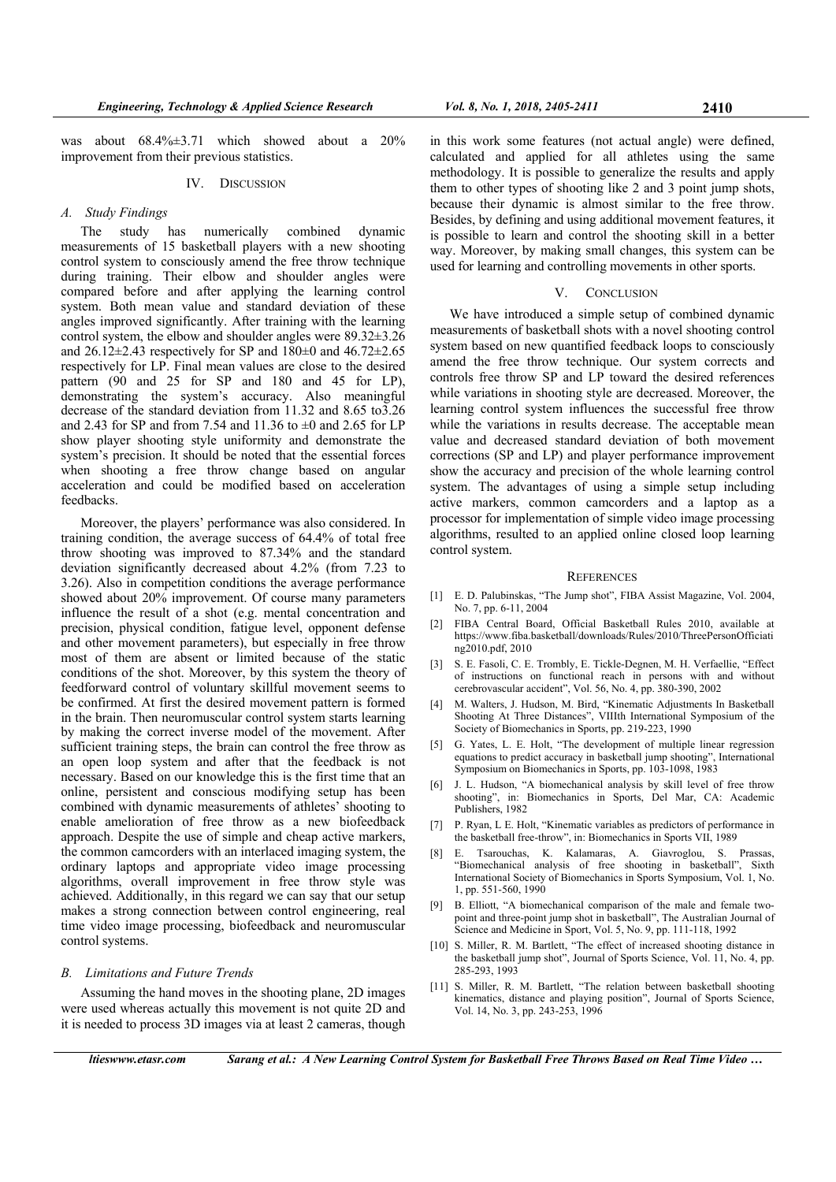was about 68.4%±3.71 which showed about a 20% improvement from their previous statistics.

## IV. DISCUSSION

### *A. Study Findings*

The study has numerically combined dynamic measurements of 15 basketball players with a new shooting control system to consciously amend the free throw technique during training. Their elbow and shoulder angles were compared before and after applying the learning control system. Both mean value and standard deviation of these angles improved significantly. After training with the learning control system, the elbow and shoulder angles were 89.32±3.26 and 26.12±2.43 respectively for SP and 180±0 and 46.72±2.65 respectively for LP. Final mean values are close to the desired pattern (90 and 25 for SP and 180 and 45 for LP), demonstrating the system's accuracy. Also meaningful decrease of the standard deviation from 11.32 and 8.65 to3.26 and 2.43 for SP and from 7.54 and 11.36 to ±0 and 2.65 for LP show player shooting style uniformity and demonstrate the system's precision. It should be noted that the essential forces when shooting a free throw change based on angular acceleration and could be modified based on acceleration feedbacks.

Moreover, the players' performance was also considered. In training condition, the average success of 64.4% of total free throw shooting was improved to 87.34% and the standard deviation significantly decreased about 4.2% (from 7.23 to 3.26). Also in competition conditions the average performance showed about 20% improvement. Of course many parameters influence the result of a shot (e.g. mental concentration and precision, physical condition, fatigue level, opponent defense and other movement parameters), but especially in free throw most of them are absent or limited because of the static conditions of the shot. Moreover, by this system the theory of feedforward control of voluntary skillful movement seems to be confirmed. At first the desired movement pattern is formed in the brain. Then neuromuscular control system starts learning by making the correct inverse model of the movement. After sufficient training steps, the brain can control the free throw as an open loop system and after that the feedback is not necessary. Based on our knowledge this is the first time that an online, persistent and conscious modifying setup has been combined with dynamic measurements of athletes' shooting to enable amelioration of free throw as a new biofeedback approach. Despite the use of simple and cheap active markers, the common camcorders with an interlaced imaging system, the ordinary laptops and appropriate video image processing algorithms, overall improvement in free throw style was achieved. Additionally, in this regard we can say that our setup makes a strong connection between control engineering, real time video image processing, biofeedback and neuromuscular control systems.

### *B. Limitations and Future Trends*

Assuming the hand moves in the shooting plane, 2D images were used whereas actually this movement is not quite 2D and it is needed to process 3D images via at least 2 cameras, though in this work some features (not actual angle) were defined, calculated and applied for all athletes using the same methodology. It is possible to generalize the results and apply them to other types of shooting like 2 and 3 point jump shots, because their dynamic is almost similar to the free throw. Besides, by defining and using additional movement features, it is possible to learn and control the shooting skill in a better way. Moreover, by making small changes, this system can be used for learning and controlling movements in other sports.

## V. CONCLUSION

We have introduced a simple setup of combined dynamic measurements of basketball shots with a novel shooting control system based on new quantified feedback loops to consciously amend the free throw technique. Our system corrects and controls free throw SP and LP toward the desired references while variations in shooting style are decreased. Moreover, the learning control system influences the successful free throw while the variations in results decrease. The acceptable mean value and decreased standard deviation of both movement corrections (SP and LP) and player performance improvement show the accuracy and precision of the whole learning control system. The advantages of using a simple setup including active markers, common camcorders and a laptop as a processor for implementation of simple video image processing algorithms, resulted to an applied online closed loop learning control system.

## REFERENCES

[1] E. D. Palubinskas, "The Jump shot", FIBA Assist Magazine, Vol. 2004, No. 7, pp. 6-11, 2004

[2] FIBA Central Board, Official Basketball Rules 2010, available at https://www.fiba.basketball/downloads/Rules/2010/ThreePersonOfficiating2010.pdf, 2010

[3] S. E. Fasoli, C. E. Trombly, E. Tickle-Degnen, M. H. Verfaellie, "Effect of instructions on functional reach in persons with and without cerebrovascular accident", Vol. 56, No. 4, pp. 380-390, 2002

[4] M. Walters, J. Hudson, M. Bird, "Kinematic Adjustments In Basketball Shooting At Three Distances", VIIIth International Symposium of the Society of Biomechanics in Sports, pp. 219-223, 1990

[5] G. Yates, L. E. Holt, "The development of multiple linear regression equations to predict accuracy in basketball jump shooting", International Symposium on Biomechanics in Sports, pp. 103-1098, 1983

[6] J. L. Hudson, "A biomechanical analysis by skill level of free throw shooting", in: Biomechanics in Sports, Del Mar, CA: Academic Publishers, 1982

[7] P. Ryan, L E. Holt, "Kinematic variables as predictors of performance in the basketball free-throw", in: Biomechanics in Sports VII, 1989

[8] E. Tsarouchas, K. Kalamaras, A. Giavroglou, S. Prassas, "Biomechanical analysis of free shooting in basketball", Sixth International Society of Biomechanics in Sports Symposium, Vol. 1, No. 1, pp. 551-560, 1990

[9] B. Elliott, "A biomechanical comparison of the male and female two-point and three-point jump shot in basketball", The Australian Journal of Science and Medicine in Sport, Vol. 5, No. 9, pp. 111-118, 1992

[10] S. Miller, R. M. Bartlett, "The effect of increased shooting distance in the basketball jump shot", Journal of Sports Science, Vol. 11, No. 4, pp. 285-293, 1993

[11] S. Miller, R. M. Bartlett, "The relation between basketball shooting kinematics, distance and playing position", Journal of Sports Science, Vol. 14, No. 3, pp. 243-253, 1996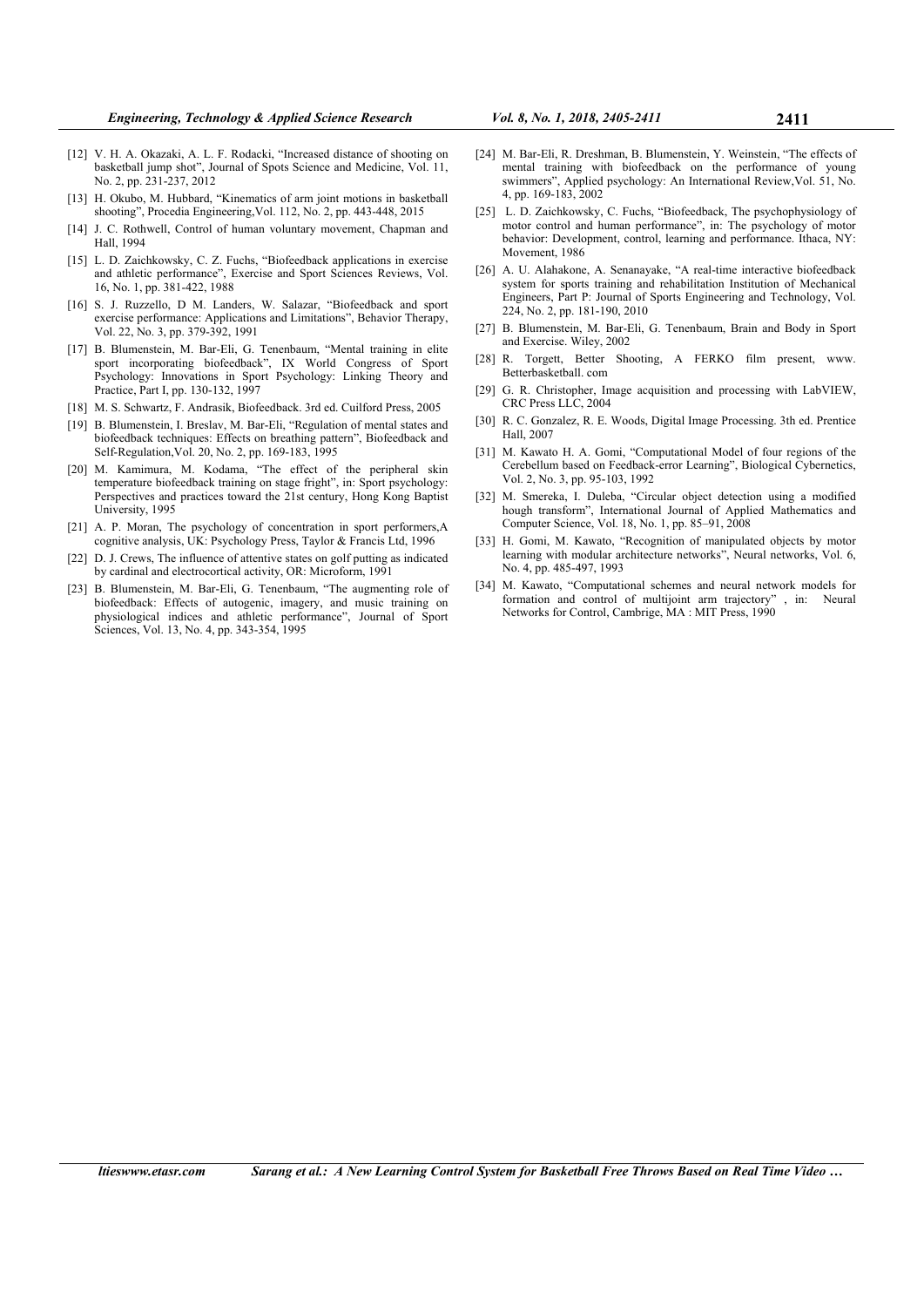[12] V. H. A. Okazaki, A. L. F. Rodacki, "Increased distance of shooting on basketball jump shot", Journal of Spots Science and Medicine, Vol. 11, No. 2, pp. 231-237, 2012

[13] H. Okubo, M. Hubbard, "Kinematics of arm joint motions in basketball shooting", Procedia Engineering,Vol. 112, No. 2, pp. 443-448, 2015

[14] J. C. Rothwell, Control of human voluntary movement, Chapman and Hall, 1994

[15] L. D. Zaichkowsky, C. Z. Fuchs, "Biofeedback applications in exercise and athletic performance", Exercise and Sport Sciences Reviews, Vol. 16, No. 1, pp. 381-422, 1988

[16] S. J. Ruzzello, D M. Landers, W. Salazar, "Biofeedback and sport exercise performance: Applications and Limitations", Behavior Therapy, Vol. 22, No. 3, pp. 379-392, 1991

[17] B. Blumenstein, M. Bar-Eli, G. Tenenbaum, "Mental training in elite sport incorporating biofeedback", IX World Congress of Sport Psychology: Innovations in Sport Psychology: Linking Theory and Practice, Part I, pp. 130-132, 1997

[18] M. S. Schwartz, F. Andrasik, Biofeedback. 3rd ed. Cuilford Press, 2005

[19] B. Blumenstein, I. Breslav, M. Bar-Eli, "Regulation of mental states and biofeedback techniques: Effects on breathing pattern", Biofeedback and Self-Regulation,Vol. 20, No. 2, pp. 169-183, 1995

[20] M. Kamimura, M. Kodama, "The effect of the peripheral skin temperature biofeedback training on stage fright", in: Sport psychology: Perspectives and practices toward the 21st century, Hong Kong Baptist University, 1995

[21] A. P. Moran, The psychology of concentration in sport performers,A cognitive analysis, UK: Psychology Press, Taylor & Francis Ltd, 1996

[22] D. J. Crews, The influence of attentive states on golf putting as indicated by cardinal and electrocortical activity, OR: Microform, 1991

[23] B. Blumenstein, M. Bar-Eli, G. Tenenbaum, "The augmenting role of biofeedback: Effects of autogenic, imagery, and music training on physiological indices and athletic performance", Journal of Sport Sciences, Vol. 13, No. 4, pp. 343-354, 1995

[24] M. Bar-Eli, R. Dreshman, B. Blumenstein, Y. Weinstein, "The effects of mental training with biofeedback on the performance of young swimmers", Applied psychology: An International Review,Vol. 51, No. 4, pp. 169-183, 2002

[25] L. D. Zaichkowsky, C. Fuchs, "Biofeedback, The psychophysiology of motor control and human performance", in: The psychology of motor behavior: Development, control, learning and performance. Ithaca, NY: Movement, 1986

[26] A. U. Alahakone, A. Senanayake, "A real-time interactive biofeedback system for sports training and rehabilitation Institution of Mechanical Engineers, Part P: Journal of Sports Engineering and Technology, Vol. 224, No. 2, pp. 181-190, 2010

[27] B. Blumenstein, M. Bar-Eli, G. Tenenbaum, Brain and Body in Sport and Exercise. Wiley, 2002

[28] R. Torgett, Better Shooting, A FERKO film present, www. Betterbasketball. com

[29] G. R. Christopher, Image acquisition and processing with LabVIEW, CRC Press LLC, 2004

[30] R. C. Gonzalez, R. E. Woods, Digital Image Processing. 3th ed. Prentice Hall, 2007

[31] M. Kawato H. A. Gomi, "Computational Model of four regions of the Cerebellum based on Feedback-error Learning", Biological Cybernetics, Vol. 2, No. 3, pp. 95-103, 1992

[32] M. Smereka, I. Duleba, "Circular object detection using a modified hough transform", International Journal of Applied Mathematics and Computer Science, Vol. 18, No. 1, pp. 85–91, 2008

[33] H. Gomi, M. Kawato, "Recognition of manipulated objects by motor learning with modular architecture networks", Neural networks, Vol. 6, No. 4, pp. 485-497, 1993

[34] M. Kawato, "Computational schemes and neural network models for formation and control of multijoint arm trajectory" , in: Neural Networks for Control, Cambrige, MA : MIT Press, 1990